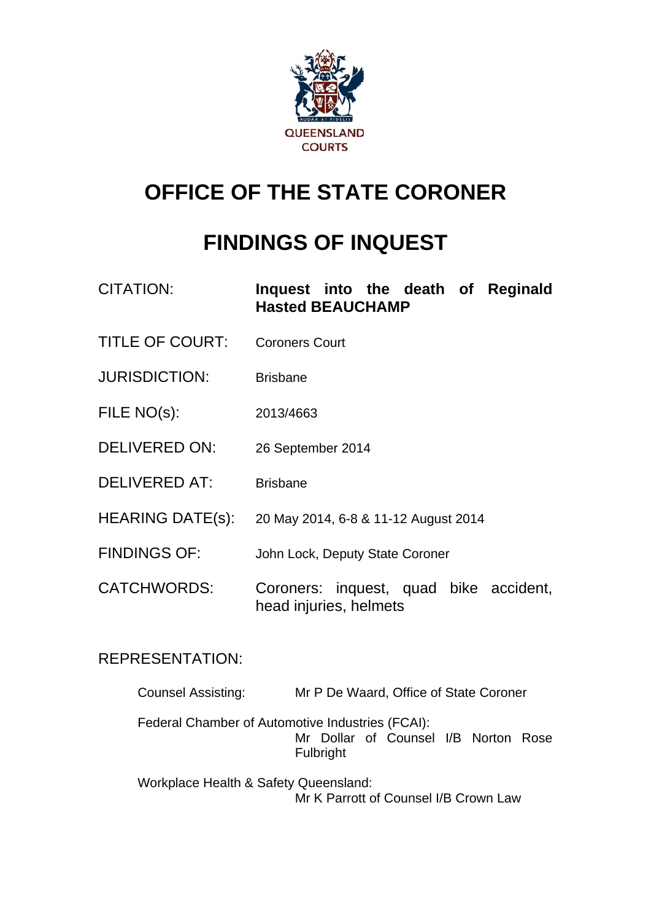QUEENSLAND COURTS

# OFFICE OF THE STATE CORONER

# FINDINGS OF INQUEST

| | |
|---|---|
| CITATION: | **Inquest into the death of Reginald Hasted BEAUCHAMP** |
| TITLE OF COURT: | Coroners Court |
| JURISDICTION: | Brisbane |
| FILE NO(s): | 2013/4663 |
| DELIVERED ON: | 26 September 2014 |
| DELIVERED AT: | Brisbane |
| HEARING DATE(s): | 20 May 2014, 6-8 & 11-12 August 2014 |
| FINDINGS OF: | John Lock, Deputy State Coroner |
| CATCHWORDS: | Coroners: inquest, quad bike accident, head injuries, helmets |

REPRESENTATION:

Counsel Assisting: Mr P De Waard, Office of State Coroner

Federal Chamber of Automotive Industries (FCAI): Mr Dollar of Counsel I/B Norton Rose Fulbright

Workplace Health & Safety Queensland: Mr K Parrott of Counsel I/B Crown Law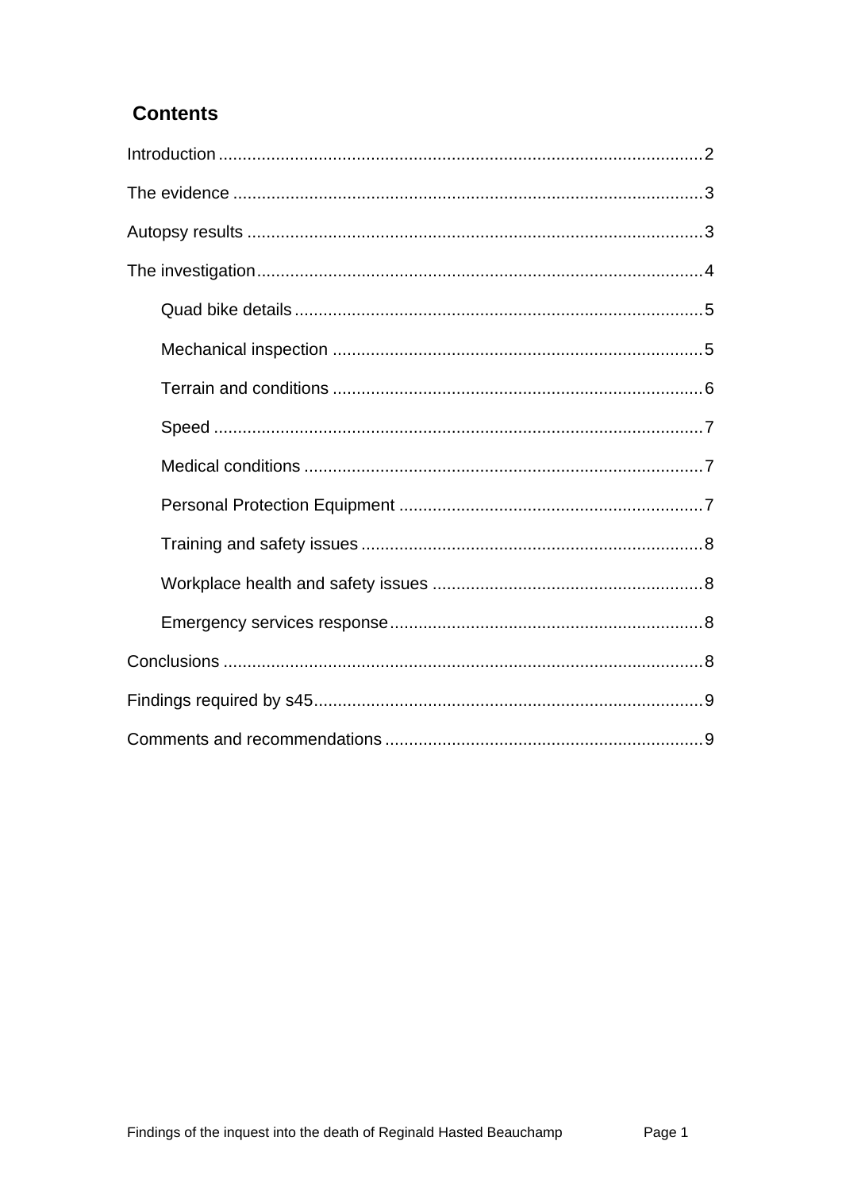## Contents

Introduction .....................................................................................................2

The evidence ....................................................................................................3

Autopsy results ...............................................................................................3

The investigation..............................................................................................4

- Quad bike details .....................................................................................5
- Mechanical inspection ..............................................................................5
- Terrain and conditions ..............................................................................6
- Speed .......................................................................................................7
- Medical conditions ....................................................................................7
- Personal Protection Equipment ................................................................7
- Training and safety issues ........................................................................8
- Workplace health and safety issues .........................................................8
- Emergency services response..................................................................8

Conclusions .....................................................................................................8

Findings required by s45.................................................................................9

Comments and recommendations ...................................................................9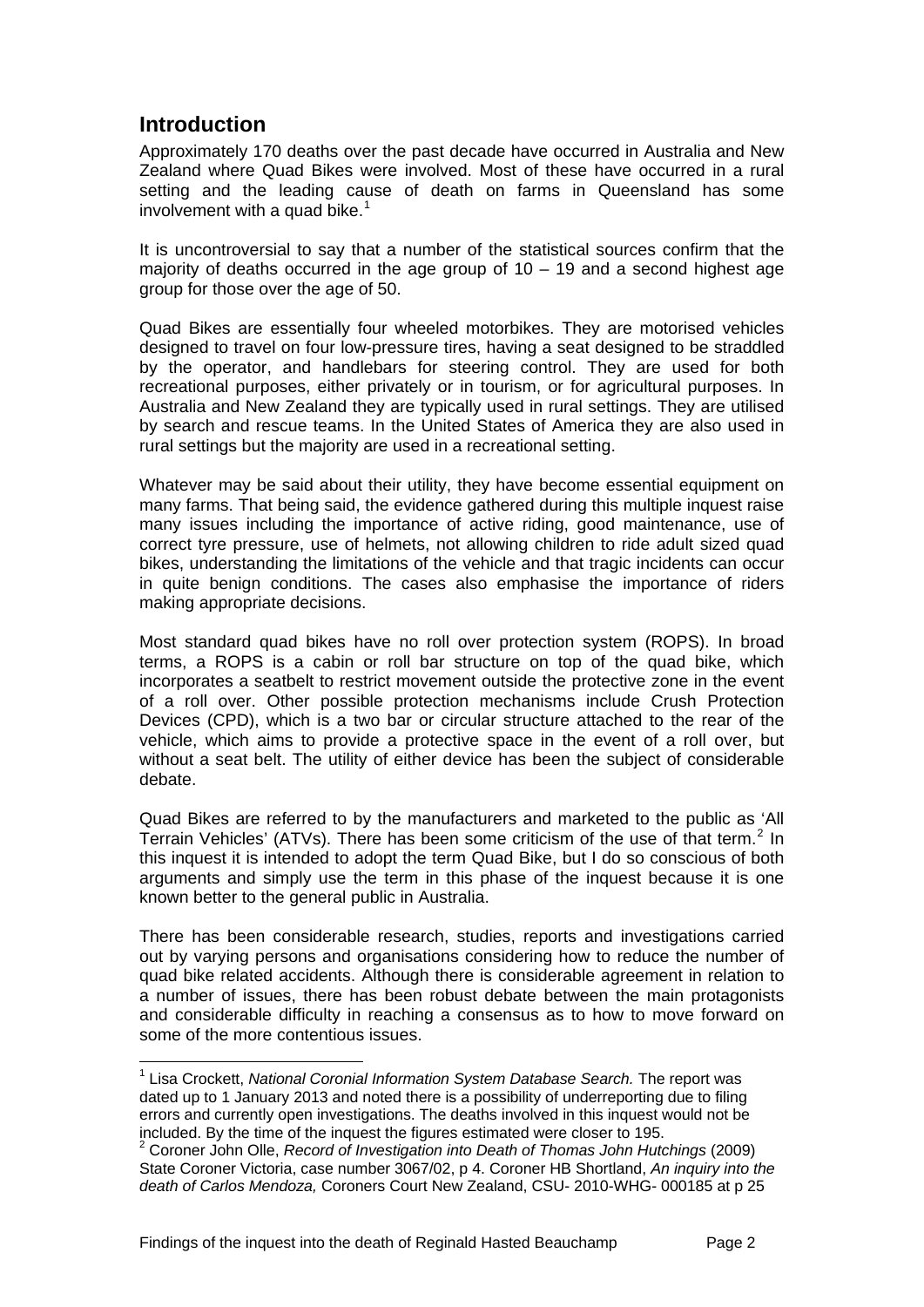## Introduction

Approximately 170 deaths over the past decade have occurred in Australia and New Zealand where Quad Bikes were involved. Most of these have occurred in a rural setting and the leading cause of death on farms in Queensland has some involvement with a quad bike.[1]

It is uncontroversial to say that a number of the statistical sources confirm that the majority of deaths occurred in the age group of 10 – 19 and a second highest age group for those over the age of 50.

Quad Bikes are essentially four wheeled motorbikes. They are motorised vehicles designed to travel on four low-pressure tires, having a seat designed to be straddled by the operator, and handlebars for steering control. They are used for both recreational purposes, either privately or in tourism, or for agricultural purposes. In Australia and New Zealand they are typically used in rural settings. They are utilised by search and rescue teams. In the United States of America they are also used in rural settings but the majority are used in a recreational setting.

Whatever may be said about their utility, they have become essential equipment on many farms. That being said, the evidence gathered during this multiple inquest raise many issues including the importance of active riding, good maintenance, use of correct tyre pressure, use of helmets, not allowing children to ride adult sized quad bikes, understanding the limitations of the vehicle and that tragic incidents can occur in quite benign conditions. The cases also emphasise the importance of riders making appropriate decisions.

Most standard quad bikes have no roll over protection system (ROPS). In broad terms, a ROPS is a cabin or roll bar structure on top of the quad bike, which incorporates a seatbelt to restrict movement outside the protective zone in the event of a roll over. Other possible protection mechanisms include Crush Protection Devices (CPD), which is a two bar or circular structure attached to the rear of the vehicle, which aims to provide a protective space in the event of a roll over, but without a seat belt. The utility of either device has been the subject of considerable debate.

Quad Bikes are referred to by the manufacturers and marketed to the public as 'All Terrain Vehicles' (ATVs). There has been some criticism of the use of that term.[2] In this inquest it is intended to adopt the term Quad Bike, but I do so conscious of both arguments and simply use the term in this phase of the inquest because it is one known better to the general public in Australia.

There has been considerable research, studies, reports and investigations carried out by varying persons and organisations considering how to reduce the number of quad bike related accidents. Although there is considerable agreement in relation to a number of issues, there has been robust debate between the main protagonists and considerable difficulty in reaching a consensus as to how to move forward on some of the more contentious issues.

---

[1] Lisa Crockett, *National Coronial Information System Database Search.* The report was dated up to 1 January 2013 and noted there is a possibility of underreporting due to filing errors and currently open investigations. The deaths involved in this inquest would not be included. By the time of the inquest the figures estimated were closer to 195.

[2] Coroner John Olle, *Record of Investigation into Death of Thomas John Hutchings* (2009) State Coroner Victoria, case number 3067/02, p 4. Coroner HB Shortland, *An inquiry into the death of Carlos Mendoza,* Coroners Court New Zealand, CSU- 2010-WHG- 000185 at p 25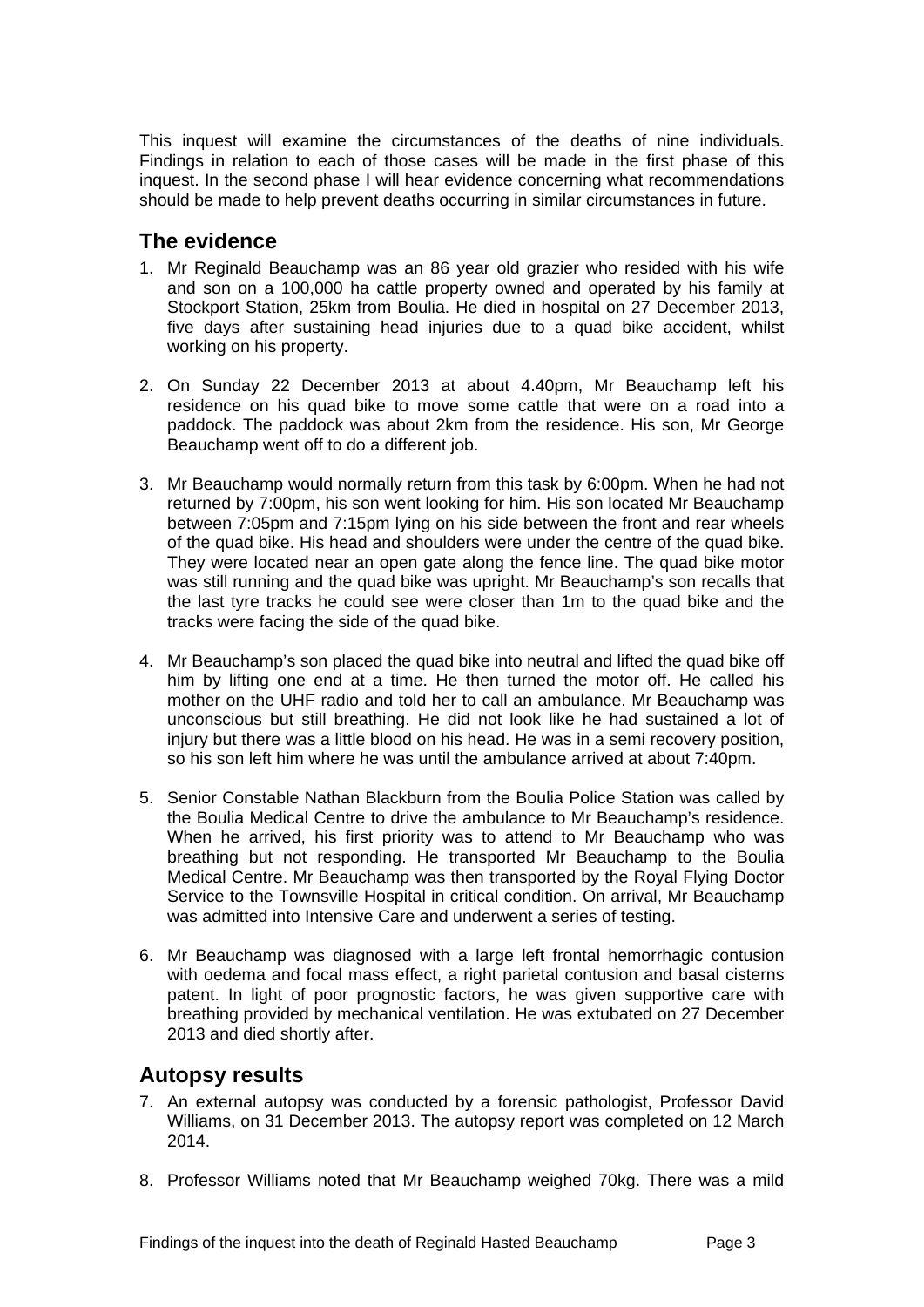This inquest will examine the circumstances of the deaths of nine individuals. Findings in relation to each of those cases will be made in the first phase of this inquest. In the second phase I will hear evidence concerning what recommendations should be made to help prevent deaths occurring in similar circumstances in future.

## The evidence

1. Mr Reginald Beauchamp was an 86 year old grazier who resided with his wife and son on a 100,000 ha cattle property owned and operated by his family at Stockport Station, 25km from Boulia. He died in hospital on 27 December 2013, five days after sustaining head injuries due to a quad bike accident, whilst working on his property.

2. On Sunday 22 December 2013 at about 4.40pm, Mr Beauchamp left his residence on his quad bike to move some cattle that were on a road into a paddock. The paddock was about 2km from the residence. His son, Mr George Beauchamp went off to do a different job.

3. Mr Beauchamp would normally return from this task by 6:00pm. When he had not returned by 7:00pm, his son went looking for him. His son located Mr Beauchamp between 7:05pm and 7:15pm lying on his side between the front and rear wheels of the quad bike. His head and shoulders were under the centre of the quad bike. They were located near an open gate along the fence line. The quad bike motor was still running and the quad bike was upright. Mr Beauchamp's son recalls that the last tyre tracks he could see were closer than 1m to the quad bike and the tracks were facing the side of the quad bike.

4. Mr Beauchamp's son placed the quad bike into neutral and lifted the quad bike off him by lifting one end at a time. He then turned the motor off. He called his mother on the UHF radio and told her to call an ambulance. Mr Beauchamp was unconscious but still breathing. He did not look like he had sustained a lot of injury but there was a little blood on his head. He was in a semi recovery position, so his son left him where he was until the ambulance arrived at about 7:40pm.

5. Senior Constable Nathan Blackburn from the Boulia Police Station was called by the Boulia Medical Centre to drive the ambulance to Mr Beauchamp's residence. When he arrived, his first priority was to attend to Mr Beauchamp who was breathing but not responding. He transported Mr Beauchamp to the Boulia Medical Centre. Mr Beauchamp was then transported by the Royal Flying Doctor Service to the Townsville Hospital in critical condition. On arrival, Mr Beauchamp was admitted into Intensive Care and underwent a series of testing.

6. Mr Beauchamp was diagnosed with a large left frontal hemorrhagic contusion with oedema and focal mass effect, a right parietal contusion and basal cisterns patent. In light of poor prognostic factors, he was given supportive care with breathing provided by mechanical ventilation. He was extubated on 27 December 2013 and died shortly after.

## Autopsy results

7. An external autopsy was conducted by a forensic pathologist, Professor David Williams, on 31 December 2013. The autopsy report was completed on 12 March 2014.

8. Professor Williams noted that Mr Beauchamp weighed 70kg. There was a mild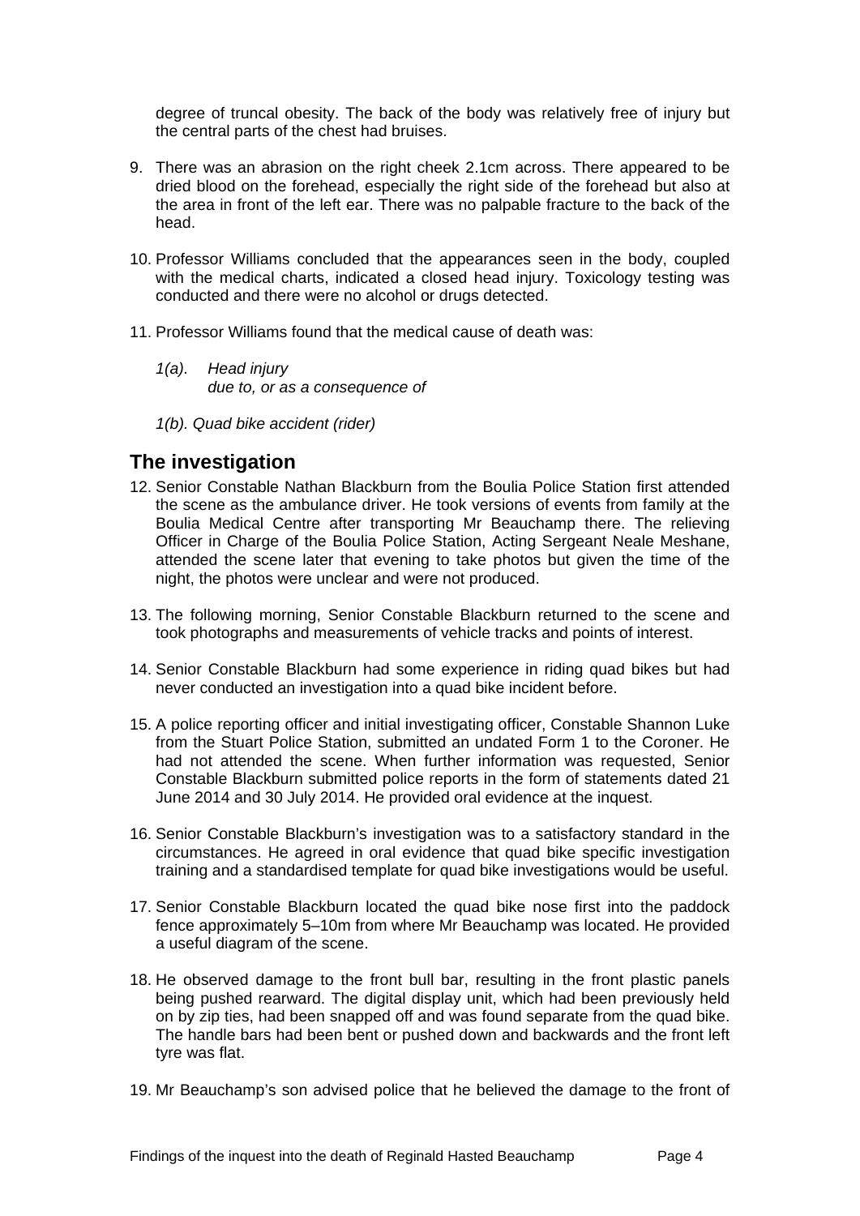degree of truncal obesity. The back of the body was relatively free of injury but the central parts of the chest had bruises.

9. There was an abrasion on the right cheek 2.1cm across. There appeared to be dried blood on the forehead, especially the right side of the forehead but also at the area in front of the left ear. There was no palpable fracture to the back of the head.

10. Professor Williams concluded that the appearances seen in the body, coupled with the medical charts, indicated a closed head injury. Toxicology testing was conducted and there were no alcohol or drugs detected.

11. Professor Williams found that the medical cause of death was:

    *1(a). Head injury*
    *due to, or as a consequence of*

    *1(b). Quad bike accident (rider)*

## The investigation

12. Senior Constable Nathan Blackburn from the Boulia Police Station first attended the scene as the ambulance driver. He took versions of events from family at the Boulia Medical Centre after transporting Mr Beauchamp there. The relieving Officer in Charge of the Boulia Police Station, Acting Sergeant Neale Meshane, attended the scene later that evening to take photos but given the time of the night, the photos were unclear and were not produced.

13. The following morning, Senior Constable Blackburn returned to the scene and took photographs and measurements of vehicle tracks and points of interest.

14. Senior Constable Blackburn had some experience in riding quad bikes but had never conducted an investigation into a quad bike incident before.

15. A police reporting officer and initial investigating officer, Constable Shannon Luke from the Stuart Police Station, submitted an undated Form 1 to the Coroner. He had not attended the scene. When further information was requested, Senior Constable Blackburn submitted police reports in the form of statements dated 21 June 2014 and 30 July 2014. He provided oral evidence at the inquest.

16. Senior Constable Blackburn's investigation was to a satisfactory standard in the circumstances. He agreed in oral evidence that quad bike specific investigation training and a standardised template for quad bike investigations would be useful.

17. Senior Constable Blackburn located the quad bike nose first into the paddock fence approximately 5–10m from where Mr Beauchamp was located. He provided a useful diagram of the scene.

18. He observed damage to the front bull bar, resulting in the front plastic panels being pushed rearward. The digital display unit, which had been previously held on by zip ties, had been snapped off and was found separate from the quad bike. The handle bars had been bent or pushed down and backwards and the front left tyre was flat.

19. Mr Beauchamp's son advised police that he believed the damage to the front of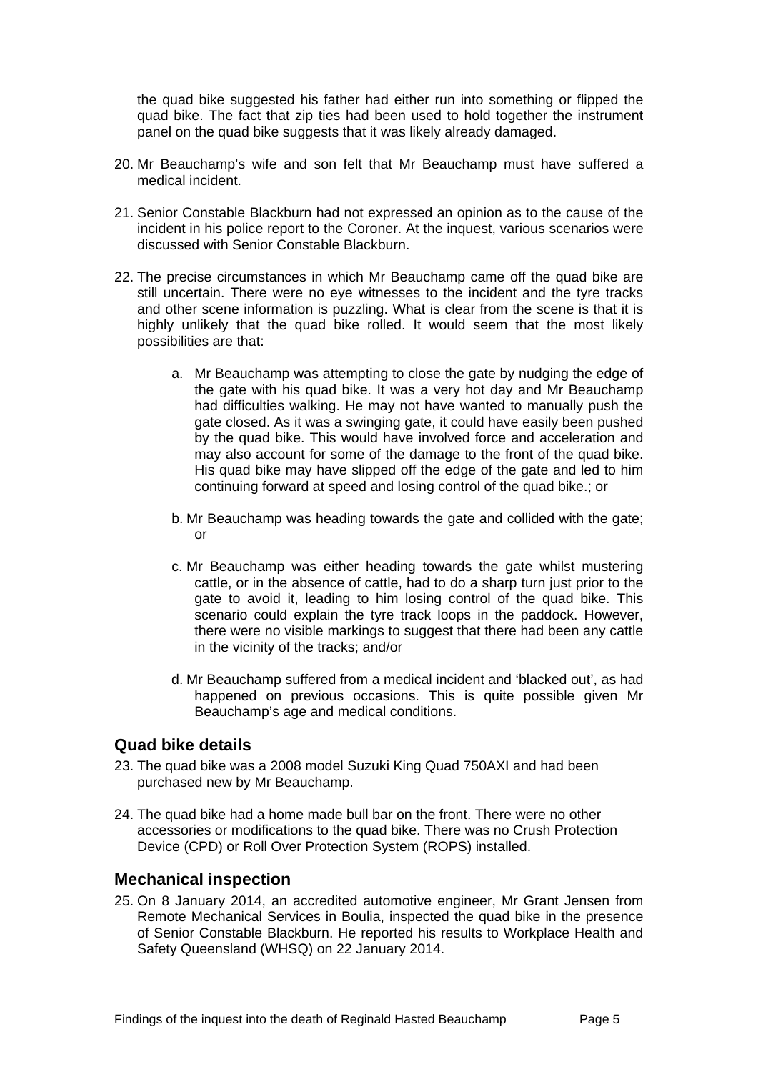the quad bike suggested his father had either run into something or flipped the quad bike. The fact that zip ties had been used to hold together the instrument panel on the quad bike suggests that it was likely already damaged.

20. Mr Beauchamp's wife and son felt that Mr Beauchamp must have suffered a medical incident.

21. Senior Constable Blackburn had not expressed an opinion as to the cause of the incident in his police report to the Coroner. At the inquest, various scenarios were discussed with Senior Constable Blackburn.

22. The precise circumstances in which Mr Beauchamp came off the quad bike are still uncertain. There were no eye witnesses to the incident and the tyre tracks and other scene information is puzzling. What is clear from the scene is that it is highly unlikely that the quad bike rolled. It would seem that the most likely possibilities are that:

    a. Mr Beauchamp was attempting to close the gate by nudging the edge of the gate with his quad bike. It was a very hot day and Mr Beauchamp had difficulties walking. He may not have wanted to manually push the gate closed. As it was a swinging gate, it could have easily been pushed by the quad bike. This would have involved force and acceleration and may also account for some of the damage to the front of the quad bike. His quad bike may have slipped off the edge of the gate and led to him continuing forward at speed and losing control of the quad bike.; or

    b. Mr Beauchamp was heading towards the gate and collided with the gate; or

    c. Mr Beauchamp was either heading towards the gate whilst mustering cattle, or in the absence of cattle, had to do a sharp turn just prior to the gate to avoid it, leading to him losing control of the quad bike. This scenario could explain the tyre track loops in the paddock. However, there were no visible markings to suggest that there had been any cattle in the vicinity of the tracks; and/or

    d. Mr Beauchamp suffered from a medical incident and 'blacked out', as had happened on previous occasions. This is quite possible given Mr Beauchamp's age and medical conditions.

## Quad bike details

23. The quad bike was a 2008 model Suzuki King Quad 750AXI and had been purchased new by Mr Beauchamp.

24. The quad bike had a home made bull bar on the front. There were no other accessories or modifications to the quad bike. There was no Crush Protection Device (CPD) or Roll Over Protection System (ROPS) installed.

## Mechanical inspection

25. On 8 January 2014, an accredited automotive engineer, Mr Grant Jensen from Remote Mechanical Services in Boulia, inspected the quad bike in the presence of Senior Constable Blackburn. He reported his results to Workplace Health and Safety Queensland (WHSQ) on 22 January 2014.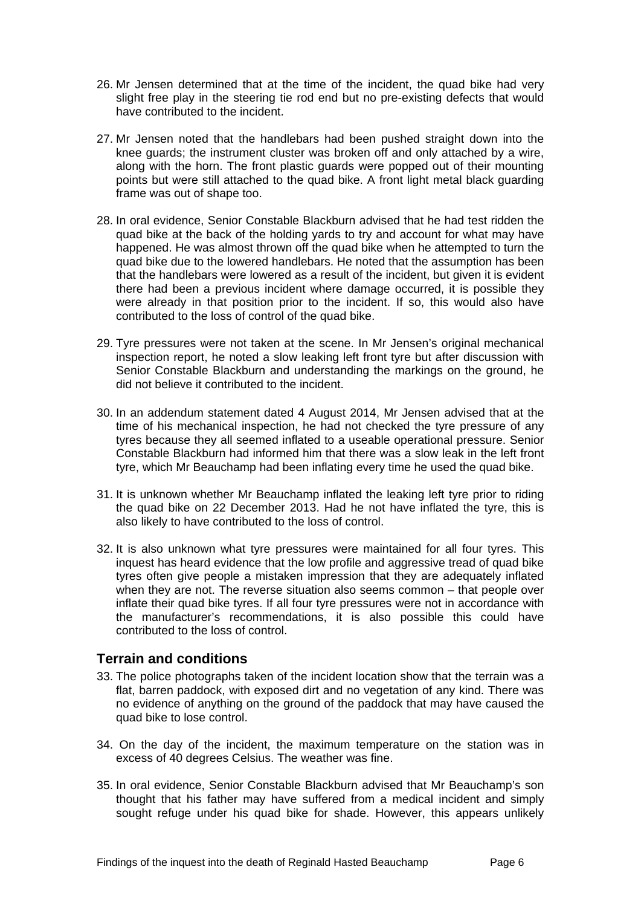26. Mr Jensen determined that at the time of the incident, the quad bike had very slight free play in the steering tie rod end but no pre-existing defects that would have contributed to the incident.

27. Mr Jensen noted that the handlebars had been pushed straight down into the knee guards; the instrument cluster was broken off and only attached by a wire, along with the horn. The front plastic guards were popped out of their mounting points but were still attached to the quad bike. A front light metal black guarding frame was out of shape too.

28. In oral evidence, Senior Constable Blackburn advised that he had test ridden the quad bike at the back of the holding yards to try and account for what may have happened. He was almost thrown off the quad bike when he attempted to turn the quad bike due to the lowered handlebars. He noted that the assumption has been that the handlebars were lowered as a result of the incident, but given it is evident there had been a previous incident where damage occurred, it is possible they were already in that position prior to the incident. If so, this would also have contributed to the loss of control of the quad bike.

29. Tyre pressures were not taken at the scene. In Mr Jensen's original mechanical inspection report, he noted a slow leaking left front tyre but after discussion with Senior Constable Blackburn and understanding the markings on the ground, he did not believe it contributed to the incident.

30. In an addendum statement dated 4 August 2014, Mr Jensen advised that at the time of his mechanical inspection, he had not checked the tyre pressure of any tyres because they all seemed inflated to a useable operational pressure. Senior Constable Blackburn had informed him that there was a slow leak in the left front tyre, which Mr Beauchamp had been inflating every time he used the quad bike.

31. It is unknown whether Mr Beauchamp inflated the leaking left tyre prior to riding the quad bike on 22 December 2013. Had he not have inflated the tyre, this is also likely to have contributed to the loss of control.

32. It is also unknown what tyre pressures were maintained for all four tyres. This inquest has heard evidence that the low profile and aggressive tread of quad bike tyres often give people a mistaken impression that they are adequately inflated when they are not. The reverse situation also seems common – that people over inflate their quad bike tyres. If all four tyre pressures were not in accordance with the manufacturer's recommendations, it is also possible this could have contributed to the loss of control.

## Terrain and conditions

33. The police photographs taken of the incident location show that the terrain was a flat, barren paddock, with exposed dirt and no vegetation of any kind. There was no evidence of anything on the ground of the paddock that may have caused the quad bike to lose control.

34. On the day of the incident, the maximum temperature on the station was in excess of 40 degrees Celsius. The weather was fine.

35. In oral evidence, Senior Constable Blackburn advised that Mr Beauchamp's son thought that his father may have suffered from a medical incident and simply sought refuge under his quad bike for shade. However, this appears unlikely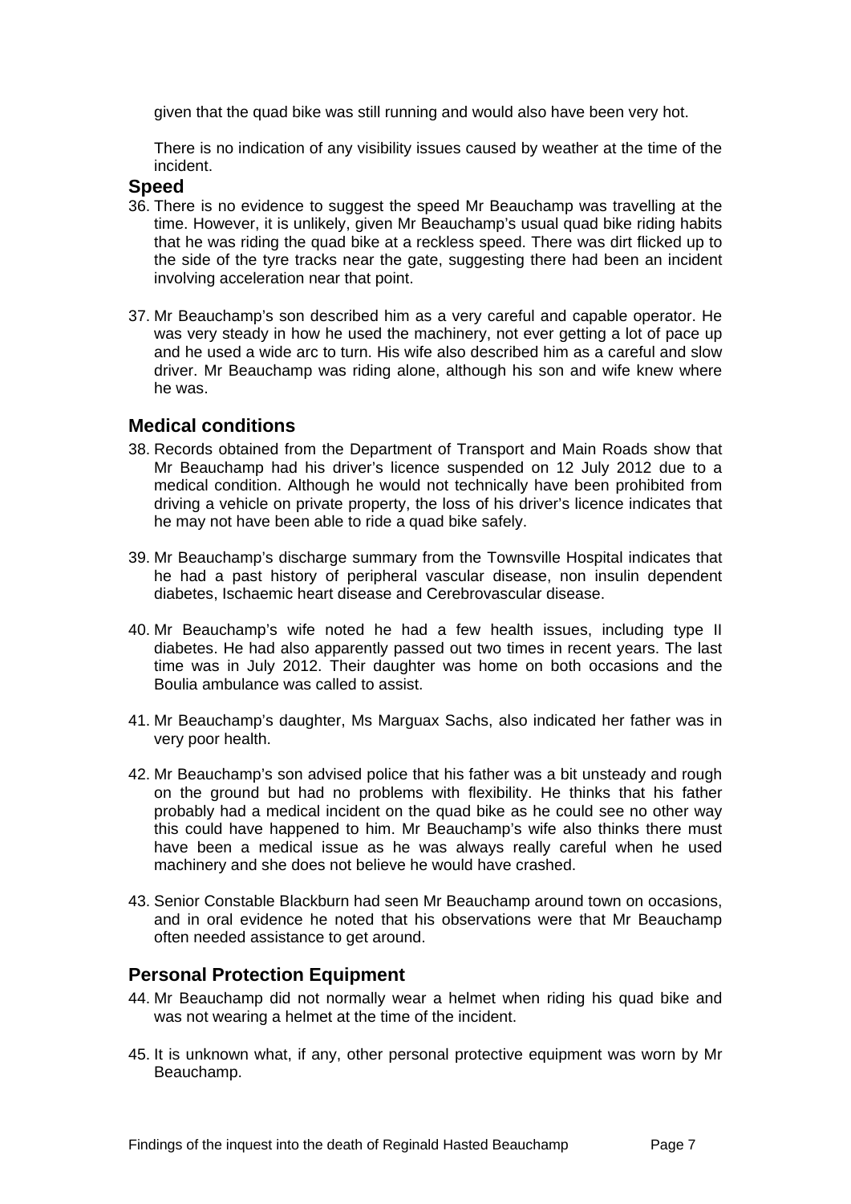given that the quad bike was still running and would also have been very hot.

There is no indication of any visibility issues caused by weather at the time of the incident.

## Speed

36. There is no evidence to suggest the speed Mr Beauchamp was travelling at the time. However, it is unlikely, given Mr Beauchamp's usual quad bike riding habits that he was riding the quad bike at a reckless speed. There was dirt flicked up to the side of the tyre tracks near the gate, suggesting there had been an incident involving acceleration near that point.

37. Mr Beauchamp's son described him as a very careful and capable operator. He was very steady in how he used the machinery, not ever getting a lot of pace up and he used a wide arc to turn. His wife also described him as a careful and slow driver. Mr Beauchamp was riding alone, although his son and wife knew where he was.

## Medical conditions

38. Records obtained from the Department of Transport and Main Roads show that Mr Beauchamp had his driver's licence suspended on 12 July 2012 due to a medical condition. Although he would not technically have been prohibited from driving a vehicle on private property, the loss of his driver's licence indicates that he may not have been able to ride a quad bike safely.

39. Mr Beauchamp's discharge summary from the Townsville Hospital indicates that he had a past history of peripheral vascular disease, non insulin dependent diabetes, Ischaemic heart disease and Cerebrovascular disease.

40. Mr Beauchamp's wife noted he had a few health issues, including type II diabetes. He had also apparently passed out two times in recent years. The last time was in July 2012. Their daughter was home on both occasions and the Boulia ambulance was called to assist.

41. Mr Beauchamp's daughter, Ms Marguax Sachs, also indicated her father was in very poor health.

42. Mr Beauchamp's son advised police that his father was a bit unsteady and rough on the ground but had no problems with flexibility. He thinks that his father probably had a medical incident on the quad bike as he could see no other way this could have happened to him. Mr Beauchamp's wife also thinks there must have been a medical issue as he was always really careful when he used machinery and she does not believe he would have crashed.

43. Senior Constable Blackburn had seen Mr Beauchamp around town on occasions, and in oral evidence he noted that his observations were that Mr Beauchamp often needed assistance to get around.

## Personal Protection Equipment

44. Mr Beauchamp did not normally wear a helmet when riding his quad bike and was not wearing a helmet at the time of the incident.

45. It is unknown what, if any, other personal protective equipment was worn by Mr Beauchamp.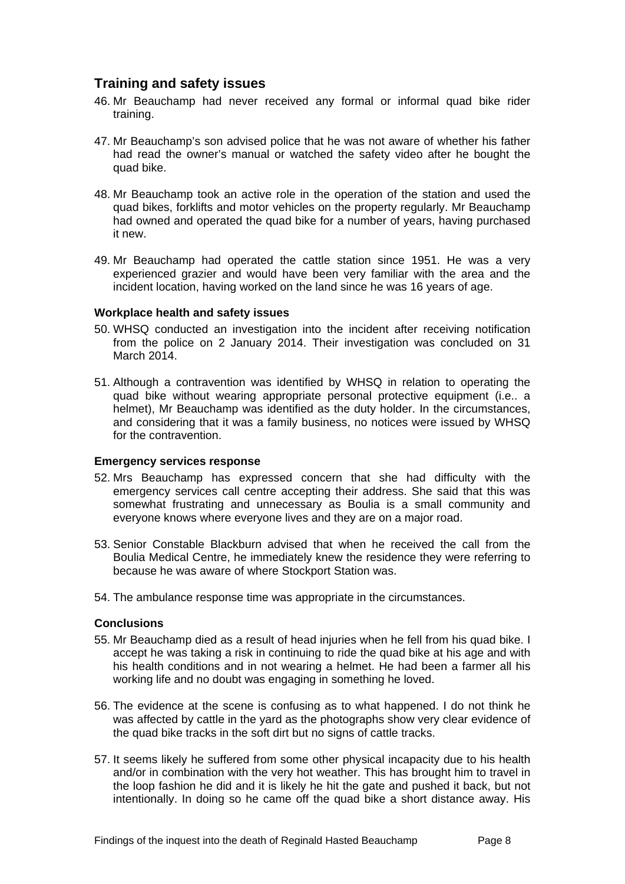## Training and safety issues

46. Mr Beauchamp had never received any formal or informal quad bike rider training.

47. Mr Beauchamp's son advised police that he was not aware of whether his father had read the owner's manual or watched the safety video after he bought the quad bike.

48. Mr Beauchamp took an active role in the operation of the station and used the quad bikes, forklifts and motor vehicles on the property regularly. Mr Beauchamp had owned and operated the quad bike for a number of years, having purchased it new.

49. Mr Beauchamp had operated the cattle station since 1951. He was a very experienced grazier and would have been very familiar with the area and the incident location, having worked on the land since he was 16 years of age.

### Workplace health and safety issues

50. WHSQ conducted an investigation into the incident after receiving notification from the police on 2 January 2014. Their investigation was concluded on 31 March 2014.

51. Although a contravention was identified by WHSQ in relation to operating the quad bike without wearing appropriate personal protective equipment (i.e.. a helmet), Mr Beauchamp was identified as the duty holder. In the circumstances, and considering that it was a family business, no notices were issued by WHSQ for the contravention.

### Emergency services response

52. Mrs Beauchamp has expressed concern that she had difficulty with the emergency services call centre accepting their address. She said that this was somewhat frustrating and unnecessary as Boulia is a small community and everyone knows where everyone lives and they are on a major road.

53. Senior Constable Blackburn advised that when he received the call from the Boulia Medical Centre, he immediately knew the residence they were referring to because he was aware of where Stockport Station was.

54. The ambulance response time was appropriate in the circumstances.

### Conclusions

55. Mr Beauchamp died as a result of head injuries when he fell from his quad bike. I accept he was taking a risk in continuing to ride the quad bike at his age and with his health conditions and in not wearing a helmet. He had been a farmer all his working life and no doubt was engaging in something he loved.

56. The evidence at the scene is confusing as to what happened. I do not think he was affected by cattle in the yard as the photographs show very clear evidence of the quad bike tracks in the soft dirt but no signs of cattle tracks.

57. It seems likely he suffered from some other physical incapacity due to his health and/or in combination with the very hot weather. This has brought him to travel in the loop fashion he did and it is likely he hit the gate and pushed it back, but not intentionally. In doing so he came off the quad bike a short distance away. His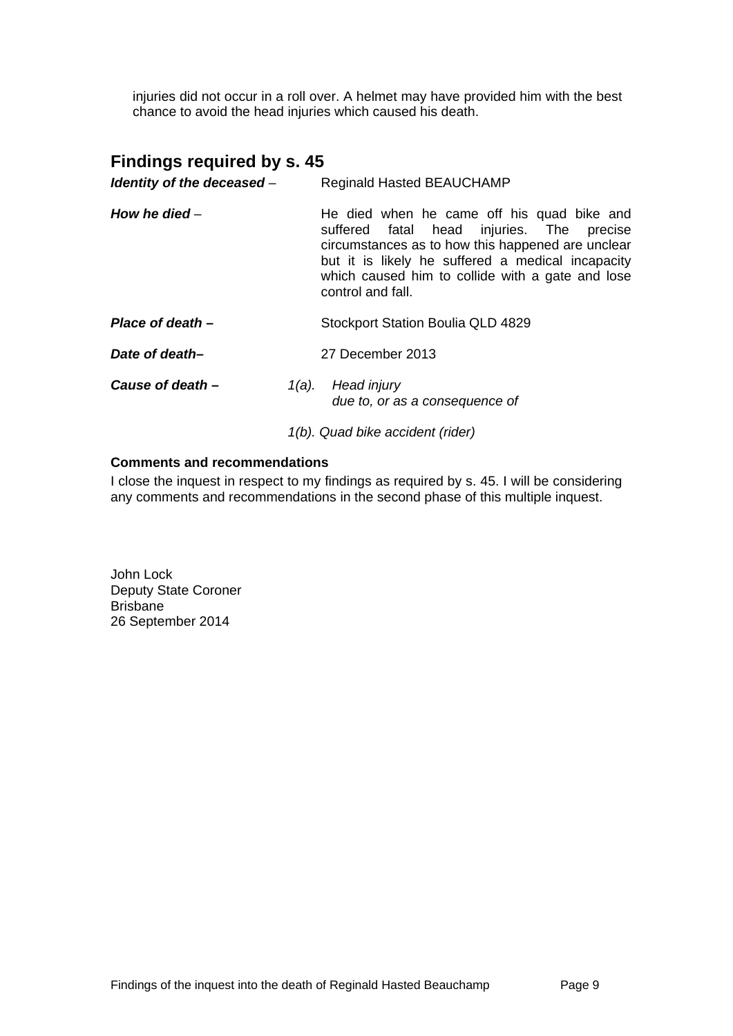injuries did not occur in a roll over. A helmet may have provided him with the best chance to avoid the head injuries which caused his death.

## Findings required by s. 45

***Identity of the deceased*** – Reginald Hasted BEAUCHAMP

***How he died*** – He died when he came off his quad bike and suffered fatal head injuries. The precise circumstances as to how this happened are unclear but it is likely he suffered a medical incapacity which caused him to collide with a gate and lose control and fall.

***Place of death –*** Stockport Station Boulia QLD 4829

***Date of death–*** 27 December 2013

***Cause of death –*** *1(a). Head injury due to, or as a consequence of*

*1(b). Quad bike accident (rider)*

**Comments and recommendations**

I close the inquest in respect to my findings as required by s. 45. I will be considering any comments and recommendations in the second phase of this multiple inquest.

John Lock
Deputy State Coroner
Brisbane
26 September 2014